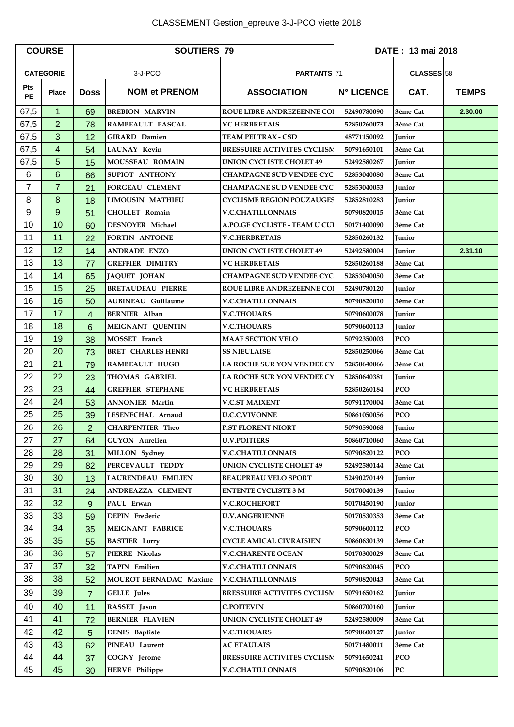CLASSEMENT Gestion_epreuve 3-J-PCO viette 2018

| COURSE | | SOUTIERS 79 | | | DATE : 13 mai 2018 | | |
|---|---|---|---|---|---|---|---|
| CATEGORIE | | 3-J-PCO | | PARTANTS 71 | | CLASSES 58 | |
| Pts PE | Place | Doss | NOM et PRENOM | ASSOCIATION | N° LICENCE | CAT. | TEMPS |
| 67,5 | 1 | 69 | BREBION MARVIN | ROUE LIBRE ANDREZEENNE CO | 52490780090 | 3ème Cat | 2.30.00 |
| 67,5 | 2 | 78 | RAMBEAULT PASCAL | VC HERBRETAIS | 52850260073 | 3ème Cat | |
| 67,5 | 3 | 12 | GIRARD Damien | TEAM PELTRAX - CSD | 48771150092 | Junior | |
| 67,5 | 4 | 54 | LAUNAY Kevin | BRESSUIRE ACTIVITES CYCLISM | 50791650101 | 3ème Cat | |
| 67,5 | 5 | 15 | MOUSSEAU ROMAIN | UNION CYCLISTE CHOLET 49 | 52492580267 | Junior | |
| 6 | 6 | 66 | SUPIOT ANTHONY | CHAMPAGNE SUD VENDEE CYC | 52853040080 | 3ème Cat | |
| 7 | 7 | 21 | FORGEAU CLEMENT | CHAMPAGNE SUD VENDEE CYC | 52853040053 | Junior | |
| 8 | 8 | 18 | LIMOUSIN MATHIEU | CYCLISME REGION POUZAUGES | 52852810283 | Junior | |
| 9 | 9 | 51 | CHOLLET Romain | V.C.CHATILLONNAIS | 50790820015 | 3ème Cat | |
| 10 | 10 | 60 | DESNOYER Michael | A.PO.GE CYCLISTE - TEAM U CU | 50171400090 | 3ème Cat | |
| 11 | 11 | 22 | FORTIN ANTOINE | V.C.HERBRETAIS | 52850260132 | Junior | |
| 12 | 12 | 14 | ANDRADE ENZO | UNION CYCLISTE CHOLET 49 | 52492580004 | Junior | 2.31.10 |
| 13 | 13 | 77 | GREFFIER DIMITRY | VC HERBRETAIS | 52850260188 | 3ème Cat | |
| 14 | 14 | 65 | JAQUET JOHAN | CHAMPAGNE SUD VENDEE CYC | 52853040050 | 3ème Cat | |
| 15 | 15 | 25 | BRETAUDEAU PIERRE | ROUE LIBRE ANDREZEENNE CO | 52490780120 | Junior | |
| 16 | 16 | 50 | AUBINEAU Guillaume | V.C.CHATILLONNAIS | 50790820010 | 3ème Cat | |
| 17 | 17 | 4 | BERNIER Alban | V.C.THOUARS | 50790600078 | Junior | |
| 18 | 18 | 6 | MEIGNANT QUENTIN | V.C.THOUARS | 50790600113 | Junior | |
| 19 | 19 | 38 | MOSSET Franck | MAAF SECTION VELO | 50792350003 | PCO | |
| 20 | 20 | 73 | BRET CHARLES HENRI | SS NIEULAISE | 52850250066 | 3ème Cat | |
| 21 | 21 | 79 | RAMBEAULT HUGO | LA ROCHE SUR YON VENDEE CY | 52850640066 | 3ème Cat | |
| 22 | 22 | 23 | THOMAS GABRIEL | LA ROCHE SUR YON VENDEE CY | 52850640381 | Junior | |
| 23 | 23 | 44 | GREFFIER STEPHANE | VC HERBRETAIS | 52850260184 | PCO | |
| 24 | 24 | 53 | ANNONIER Martin | V.C.ST MAIXENT | 50791170004 | 3ème Cat | |
| 25 | 25 | 39 | LESENECHAL Arnaud | U.C.C.VIVONNE | 50861050056 | PCO | |
| 26 | 26 | 2 | CHARPENTIER Theo | P.ST FLORENT NIORT | 50790590068 | Junior | |
| 27 | 27 | 64 | GUYON Aurelien | U.V.POITIERS | 50860710060 | 3ème Cat | |
| 28 | 28 | 31 | MILLON Sydney | V.C.CHATILLONNAIS | 50790820122 | PCO | |
| 29 | 29 | 82 | PERCEVAULT TEDDY | UNION CYCLISTE CHOLET 49 | 52492580144 | 3ème Cat | |
| 30 | 30 | 13 | LAURENDEAU EMILIEN | BEAUPREAU VELO SPORT | 52490270149 | Junior | |
| 31 | 31 | 24 | ANDREAZZA CLEMENT | ENTENTE CYCLISTE 3 M | 50170040139 | Junior | |
| 32 | 32 | 9 | PAUL Erwan | V.C.ROCHEFORT | 50170450190 | Junior | |
| 33 | 33 | 59 | DEPIN Frederic | U.V.ANGERIENNE | 50170530353 | 3ème Cat | |
| 34 | 34 | 35 | MEIGNANT FABRICE | V.C.THOUARS | 50790600112 | PCO | |
| 35 | 35 | 55 | BASTIER Lorry | CYCLE AMICAL CIVRAISIEN | 50860630139 | 3ème Cat | |
| 36 | 36 | 57 | PIERRE Nicolas | V.C.CHARENTE OCEAN | 50170300029 | 3ème Cat | |
| 37 | 37 | 32 | TAPIN Emilien | V.C.CHATILLONNAIS | 50790820045 | PCO | |
| 38 | 38 | 52 | MOUROT BERNADAC Maxime | V.C.CHATILLONNAIS | 50790820043 | 3ème Cat | |
| 39 | 39 | 7 | GELLE Jules | BRESSUIRE ACTIVITES CYCLISM | 50791650162 | Junior | |
| 40 | 40 | 11 | RASSET Jason | C.POITEVIN | 50860700160 | Junior | |
| 41 | 41 | 72 | BERNIER FLAVIEN | UNION CYCLISTE CHOLET 49 | 52492580009 | 3ème Cat | |
| 42 | 42 | 5 | DENIS Baptiste | V.C.THOUARS | 50790600127 | Junior | |
| 43 | 43 | 62 | PINEAU Laurent | AC ETAULAIS | 50171480011 | 3ème Cat | |
| 44 | 44 | 37 | COGNY Jerome | BRESSUIRE ACTIVITES CYCLISM | 50791650241 | PCO | |
| 45 | 45 | 30 | HERVE Philippe | V.C.CHATILLONNAIS | 50790820106 | PC | |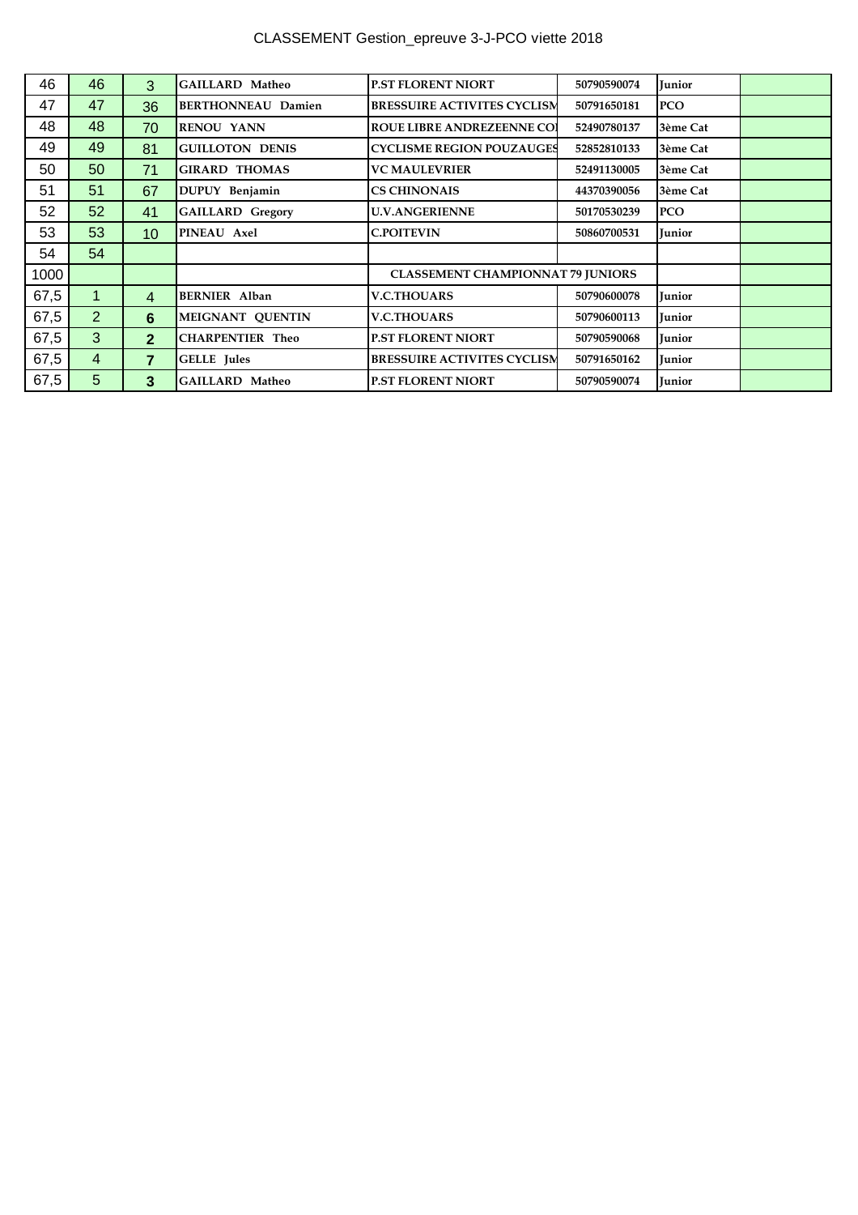# CLASSEMENT Gestion_epreuve 3-J-PCO viette 2018

| | | | | | | | |
|---|---|---|---|---|---|---|---|
| 46 | 46 | 3 | GAILLARD Matheo | P.ST FLORENT NIORT | 50790590074 | Junior | |
| 47 | 47 | 36 | BERTHONNEAU Damien | BRESSUIRE ACTIVITES CYCLISM | 50791650181 | PCO | |
| 48 | 48 | 70 | RENOU YANN | ROUE LIBRE ANDREZEENNE CO | 52490780137 | 3ème Cat | |
| 49 | 49 | 81 | GUILLOTON DENIS | CYCLISME REGION POUZAUGES | 52852810133 | 3ème Cat | |
| 50 | 50 | 71 | GIRARD THOMAS | VC MAULEVRIER | 52491130005 | 3ème Cat | |
| 51 | 51 | 67 | DUPUY Benjamin | CS CHINONAIS | 44370390056 | 3ème Cat | |
| 52 | 52 | 41 | GAILLARD Gregory | U.V.ANGERIENNE | 50170530239 | PCO | |
| 53 | 53 | 10 | PINEAU Axel | C.POITEVIN | 50860700531 | Junior | |
| 54 | 54 | | | | | | |
| 1000 | | | | CLASSEMENT CHAMPIONNAT 79 JUNIORS | | | |
| 67,5 | 1 | 4 | BERNIER Alban | V.C.THOUARS | 50790600078 | Junior | |
| 67,5 | 2 | 6 | MEIGNANT QUENTIN | V.C.THOUARS | 50790600113 | Junior | |
| 67,5 | 3 | 2 | CHARPENTIER Theo | P.ST FLORENT NIORT | 50790590068 | Junior | |
| 67,5 | 4 | 7 | GELLE Jules | BRESSUIRE ACTIVITES CYCLISM | 50791650162 | Junior | |
| 67,5 | 5 | 3 | GAILLARD Matheo | P.ST FLORENT NIORT | 50790590074 | Junior | |